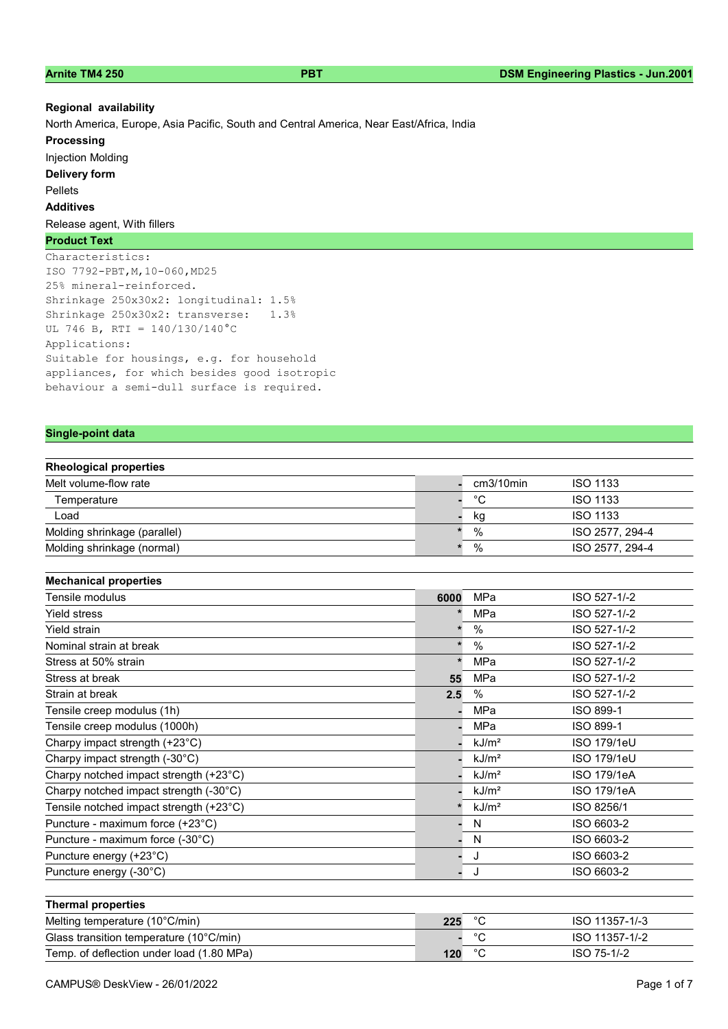**Arnite TM4 250** | **PBT** | **DSM Engineering Plastics - Jun.2001**

**Regional availability**

North America, Europe, Asia Pacific, South and Central America, Near East/Africa, India

**Processing**

Injection Molding

**Delivery form**

Pellets

**Additives**

Release agent, With fillers

## Product Text

```
Characteristics:
ISO 7792-PBT,M,10-060,MD25
25% mineral-reinforced.
Shrinkage 250x30x2: longitudinal: 1.5%
Shrinkage 250x30x2: transverse:   1.3%
UL 746 B, RTI = 140/130/140°C
Applications:
Suitable for housings, e.g. for household
appliances, for which besides good isotropic
behaviour a semi-dull surface is required.
```

## Single-point data

| Rheological properties | | | |
|---|---|---|---|
| Melt volume-flow rate | - | cm3/10min | ISO 1133 |
| Temperature | - | °C | ISO 1133 |
| Load | - | kg | ISO 1133 |
| Molding shrinkage (parallel) | * | % | ISO 2577, 294-4 |
| Molding shrinkage (normal) | * | % | ISO 2577, 294-4 |

| Mechanical properties | | | |
|---|---|---|---|
| Tensile modulus | 6000 | MPa | ISO 527-1/-2 |
| Yield stress | * | MPa | ISO 527-1/-2 |
| Yield strain | * | % | ISO 527-1/-2 |
| Nominal strain at break | * | % | ISO 527-1/-2 |
| Stress at 50% strain | * | MPa | ISO 527-1/-2 |
| Stress at break | 55 | MPa | ISO 527-1/-2 |
| Strain at break | 2.5 | % | ISO 527-1/-2 |
| Tensile creep modulus (1h) | - | MPa | ISO 899-1 |
| Tensile creep modulus (1000h) | - | MPa | ISO 899-1 |
| Charpy impact strength (+23°C) | - | kJ/m² | ISO 179/1eU |
| Charpy impact strength (-30°C) | - | kJ/m² | ISO 179/1eU |
| Charpy notched impact strength (+23°C) | - | kJ/m² | ISO 179/1eA |
| Charpy notched impact strength (-30°C) | - | kJ/m² | ISO 179/1eA |
| Tensile notched impact strength (+23°C) | * | kJ/m² | ISO 8256/1 |
| Puncture - maximum force (+23°C) | - | N | ISO 6603-2 |
| Puncture - maximum force (-30°C) | - | N | ISO 6603-2 |
| Puncture energy (+23°C) | - | J | ISO 6603-2 |
| Puncture energy (-30°C) | - | J | ISO 6603-2 |

| Thermal properties | | | |
|---|---|---|---|
| Melting temperature (10°C/min) | 225 | °C | ISO 11357-1/-3 |
| Glass transition temperature (10°C/min) | - | °C | ISO 11357-1/-2 |
| Temp. of deflection under load (1.80 MPa) | 120 | °C | ISO 75-1/-2 |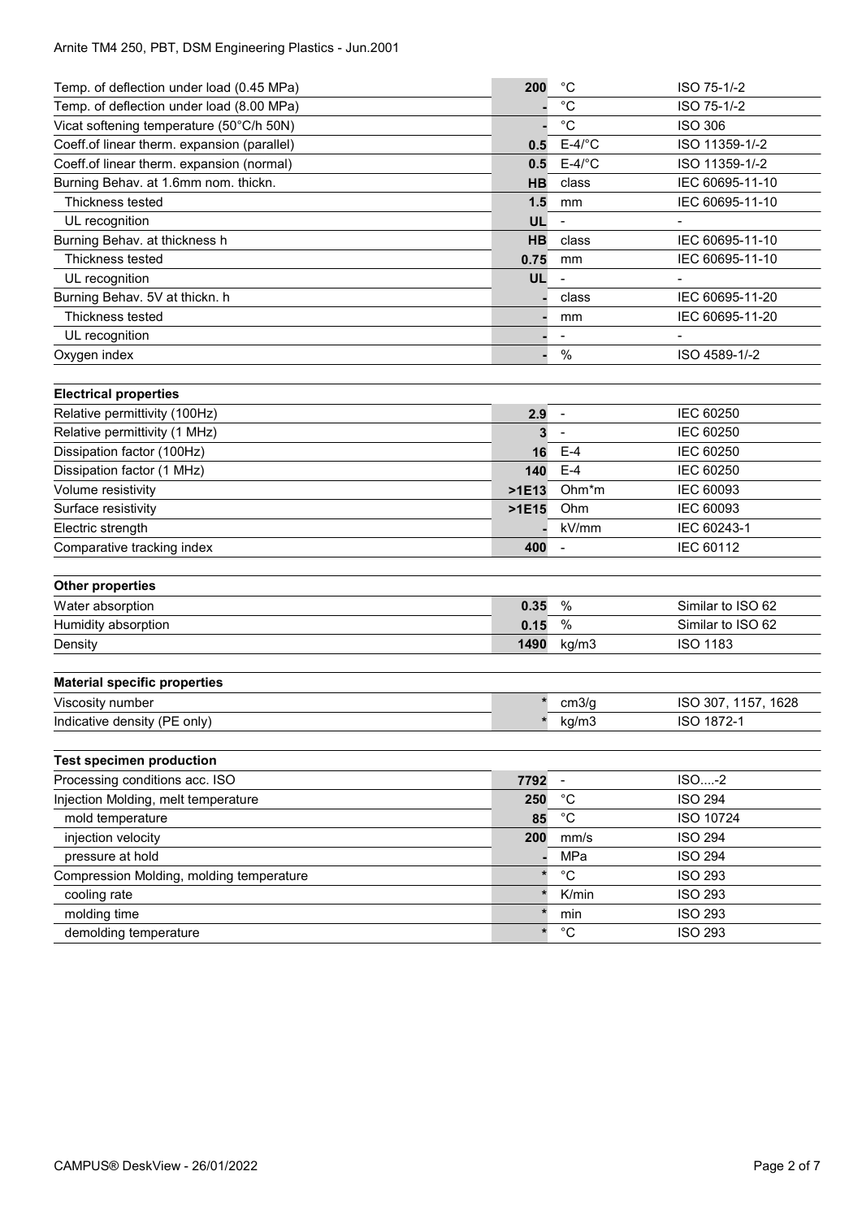| Property | Value | Unit | Test Standard |
|---|---|---|---|
| Temp. of deflection under load (0.45 MPa) | **200** | °C | ISO 75-1/-2 |
| Temp. of deflection under load (8.00 MPa) | **-** | °C | ISO 75-1/-2 |
| Vicat softening temperature (50°C/h 50N) | **-** | °C | ISO 306 |
| Coeff.of linear therm. expansion (parallel) | **0.5** | E-4/°C | ISO 11359-1/-2 |
| Coeff.of linear therm. expansion (normal) | **0.5** | E-4/°C | ISO 11359-1/-2 |
| Burning Behav. at 1.6mm nom. thickn. | **HB** | class | IEC 60695-11-10 |
| Thickness tested | **1.5** | mm | IEC 60695-11-10 |
| UL recognition | **UL** | - | - |
| Burning Behav. at thickness h | **HB** | class | IEC 60695-11-10 |
| Thickness tested | **0.75** | mm | IEC 60695-11-10 |
| UL recognition | **UL** | - | - |
| Burning Behav. 5V at thickn. h | **-** | class | IEC 60695-11-20 |
| Thickness tested | **-** | mm | IEC 60695-11-20 |
| UL recognition | **-** | - | - |
| Oxygen index | **-** | % | ISO 4589-1/-2 |

**Electrical properties**

| Property | Value | Unit | Test Standard |
|---|---|---|---|
| Relative permittivity (100Hz) | **2.9** | - | IEC 60250 |
| Relative permittivity (1 MHz) | **3** | - | IEC 60250 |
| Dissipation factor (100Hz) | **16** | E-4 | IEC 60250 |
| Dissipation factor (1 MHz) | **140** | E-4 | IEC 60250 |
| Volume resistivity | **>1E13** | Ohm*m | IEC 60093 |
| Surface resistivity | **>1E15** | Ohm | IEC 60093 |
| Electric strength | **-** | kV/mm | IEC 60243-1 |
| Comparative tracking index | **400** | - | IEC 60112 |

**Other properties**

| Property | Value | Unit | Test Standard |
|---|---|---|---|
| Water absorption | **0.35** | % | Similar to ISO 62 |
| Humidity absorption | **0.15** | % | Similar to ISO 62 |
| Density | **1490** | kg/m3 | ISO 1183 |

**Material specific properties**

| Property | Value | Unit | Test Standard |
|---|---|---|---|
| Viscosity number | * | cm3/g | ISO 307, 1157, 1628 |
| Indicative density (PE only) | * | kg/m3 | ISO 1872-1 |

**Test specimen production**

| Property | Value | Unit | Test Standard |
|---|---|---|---|
| Processing conditions acc. ISO | **7792** | - | ISO....-2 |
| Injection Molding, melt temperature | **250** | °C | ISO 294 |
| mold temperature | **85** | °C | ISO 10724 |
| injection velocity | **200** | mm/s | ISO 294 |
| pressure at hold | **-** | MPa | ISO 294 |
| Compression Molding, molding temperature | * | °C | ISO 293 |
| cooling rate | * | K/min | ISO 293 |
| molding time | * | min | ISO 293 |
| demolding temperature | * | °C | ISO 293 |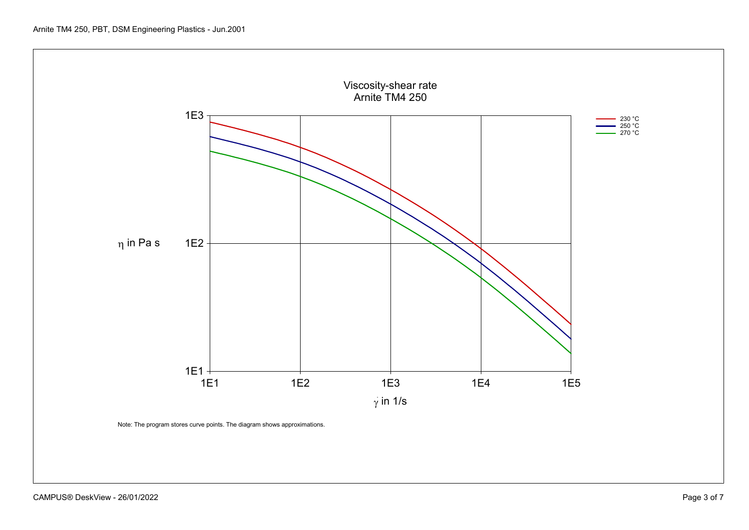Arnite TM4 250, PBT, DSM Engineering Plastics - Jun.2001

## Viscosity-shear rate
## Arnite TM4 250

$\eta$ in Pa s: 1E1, 1E2, 1E3

$\dot{\gamma}$ in 1/s: 1E1, 1E2, 1E3, 1E4, 1E5

Legend: 230 °C, 250 °C, 270 °C

Note: The program stores curve points. The diagram shows approximations.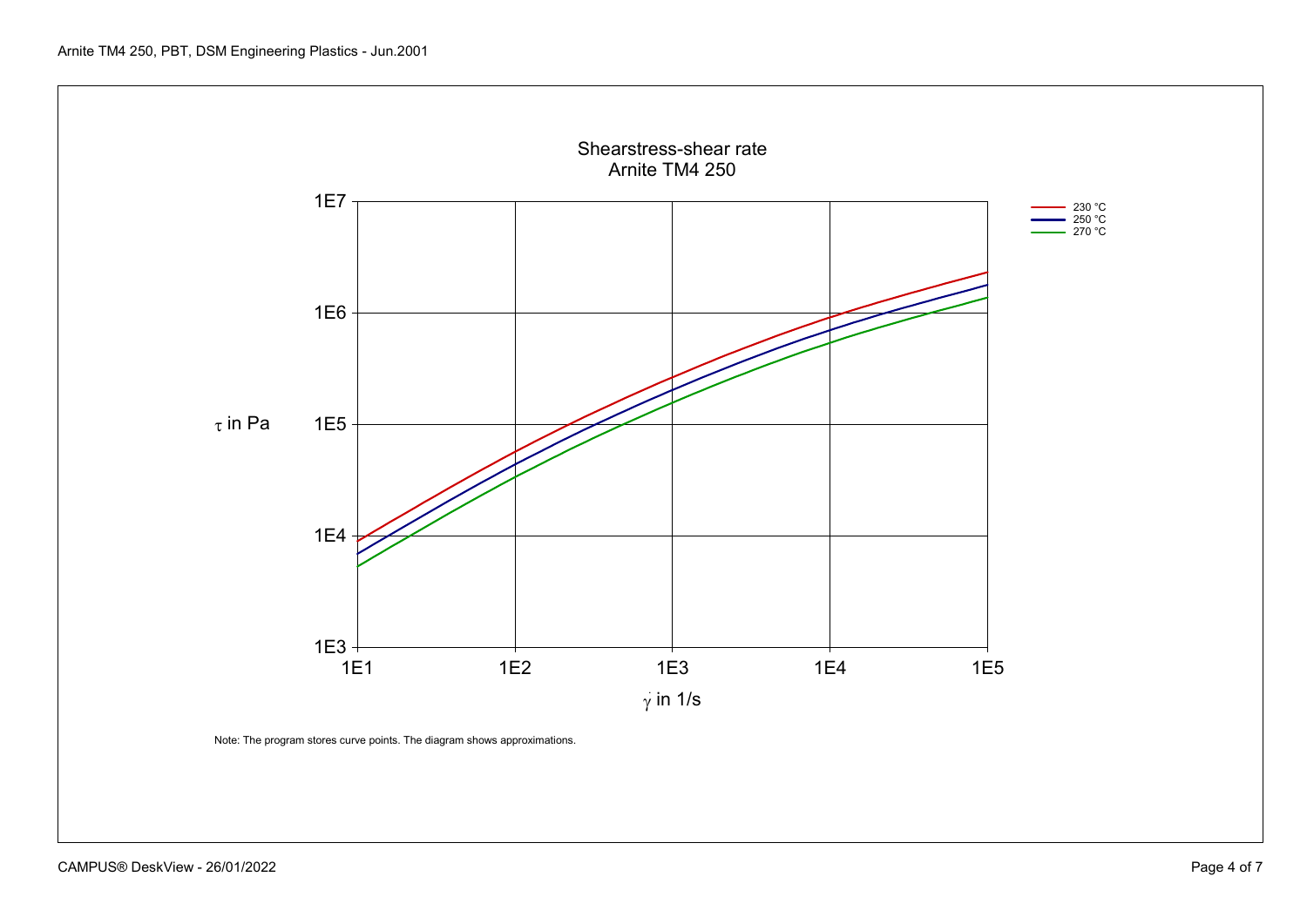## Shearstress-shear rate
## Arnite TM4 250

- 230 °C
- 250 °C
- 270 °C

$\tau$ in Pa

1E7

1E6

1E5

1E4

1E3

1E1 1E2 1E3 1E4 1E5

$\dot{\gamma}$ in 1/s

Note: The program stores curve points. The diagram shows approximations.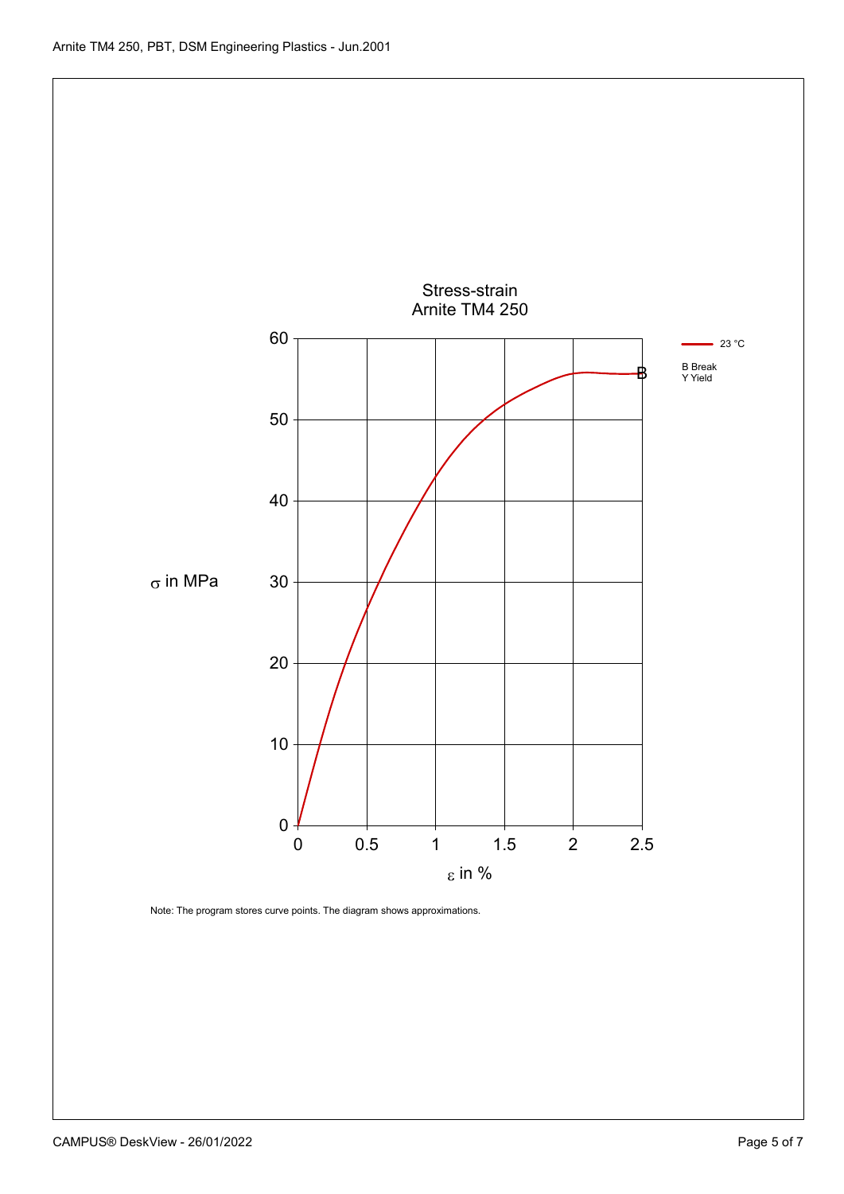Stress-strain
Arnite TM4 250

σ in MPa

ε in %

23 °C

B Break
Y Yield

Note: The program stores curve points. The diagram shows approximations.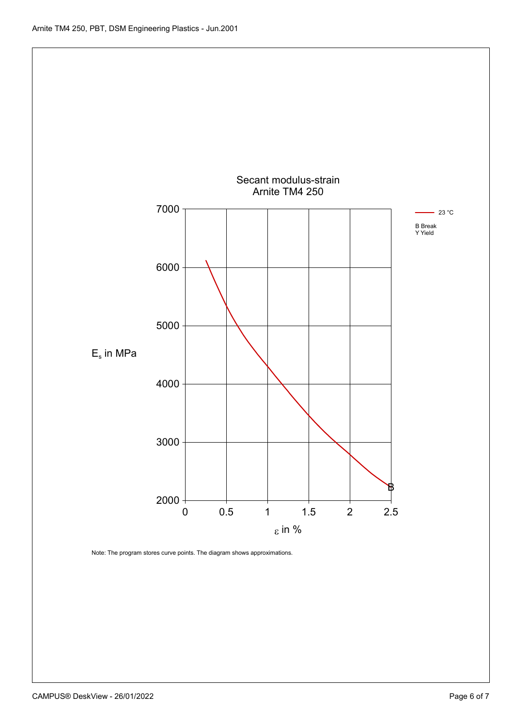Arnite TM4 250, PBT, DSM Engineering Plastics - Jun.2001

## Secant modulus-strain
## Arnite TM4 250

$E_s$ in MPa

7000

6000

5000

4000

3000

2000

0 0.5 1 1.5 2 2.5

$\varepsilon$ in %

B

— 23 °C

B Break
Y Yield

Note: The program stores curve points. The diagram shows approximations.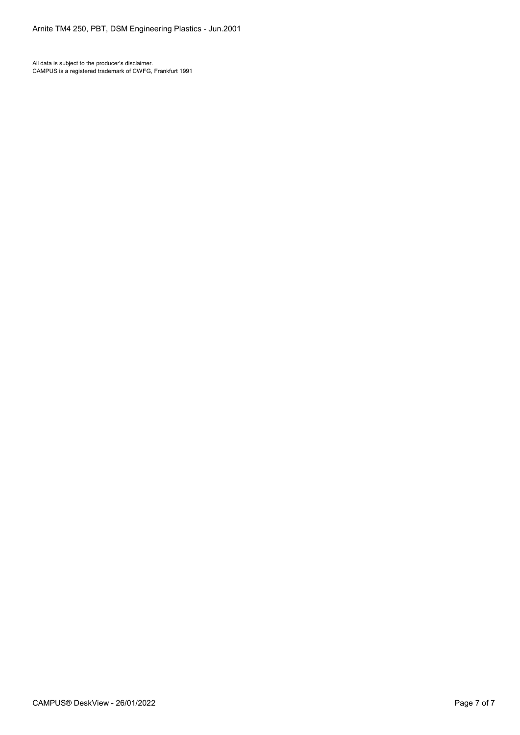All data is subject to the producer's disclaimer.
CAMPUS is a registered trademark of CWFG, Frankfurt 1991